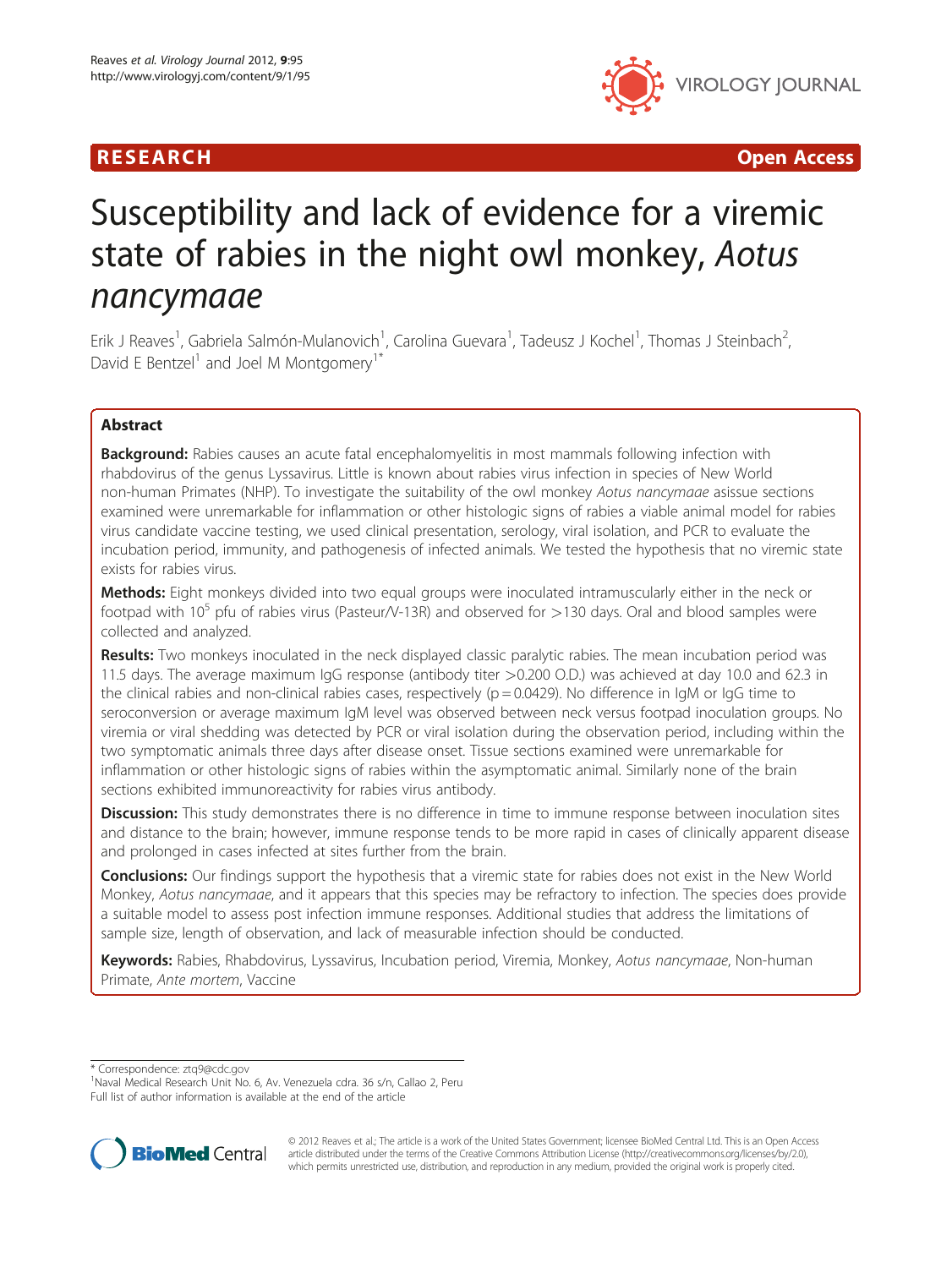RESEARCH Open Access

# Susceptibility and lack of evidence for a viremic state of rabies in the night owl monkey, *Aotus nancymaae*

Erik J Reaves[1], Gabriela Salmón-Mulanovich[1], Carolina Guevara[1], Tadeusz J Kochel[1], Thomas J Steinbach[2], David E Bentzel[1] and Joel M Montgomery[1*]

## Abstract

**Background:** Rabies causes an acute fatal encephalomyelitis in most mammals following infection with rhabdovirus of the genus Lyssavirus. Little is known about rabies virus infection in species of New World non-human Primates (NHP). To investigate the suitability of the owl monkey *Aotus nancymaae* asissue sections examined were unremarkable for inflammation or other histologic signs of rabies a viable animal model for rabies virus candidate vaccine testing, we used clinical presentation, serology, viral isolation, and PCR to evaluate the incubation period, immunity, and pathogenesis of infected animals. We tested the hypothesis that no viremic state exists for rabies virus.

**Methods:** Eight monkeys divided into two equal groups were inoculated intramuscularly either in the neck or footpad with $10^5$ pfu of rabies virus (Pasteur/V-13R) and observed for >130 days. Oral and blood samples were collected and analyzed.

**Results:** Two monkeys inoculated in the neck displayed classic paralytic rabies. The mean incubation period was 11.5 days. The average maximum IgG response (antibody titer >0.200 O.D.) was achieved at day 10.0 and 62.3 in the clinical rabies and non-clinical rabies cases, respectively ($p = 0.0429$). No difference in IgM or IgG time to seroconversion or average maximum IgM level was observed between neck versus footpad inoculation groups. No viremia or viral shedding was detected by PCR or viral isolation during the observation period, including within the two symptomatic animals three days after disease onset. Tissue sections examined were unremarkable for inflammation or other histologic signs of rabies within the asymptomatic animal. Similarly none of the brain sections exhibited immunoreactivity for rabies virus antibody.

**Discussion:** This study demonstrates there is no difference in time to immune response between inoculation sites and distance to the brain; however, immune response tends to be more rapid in cases of clinically apparent disease and prolonged in cases infected at sites further from the brain.

**Conclusions:** Our findings support the hypothesis that a viremic state for rabies does not exist in the New World Monkey, *Aotus nancymaae*, and it appears that this species may be refractory to infection. The species does provide a suitable model to assess post infection immune responses. Additional studies that address the limitations of sample size, length of observation, and lack of measurable infection should be conducted.

**Keywords:** Rabies, Rhabdovirus, Lyssavirus, Incubation period, Viremia, Monkey, *Aotus nancymaae*, Non-human Primate, *Ante mortem*, Vaccine

\* Correspondence: ztq9@cdc.gov
[1]Naval Medical Research Unit No. 6, Av. Venezuela cdra. 36 s/n, Callao 2, Peru
Full list of author information is available at the end of the article

© 2012 Reaves et al.; The article is a work of the United States Government; licensee BioMed Central Ltd. This is an Open Access article distributed under the terms of the Creative Commons Attribution License (http://creativecommons.org/licenses/by/2.0), which permits unrestricted use, distribution, and reproduction in any medium, provided the original work is properly cited.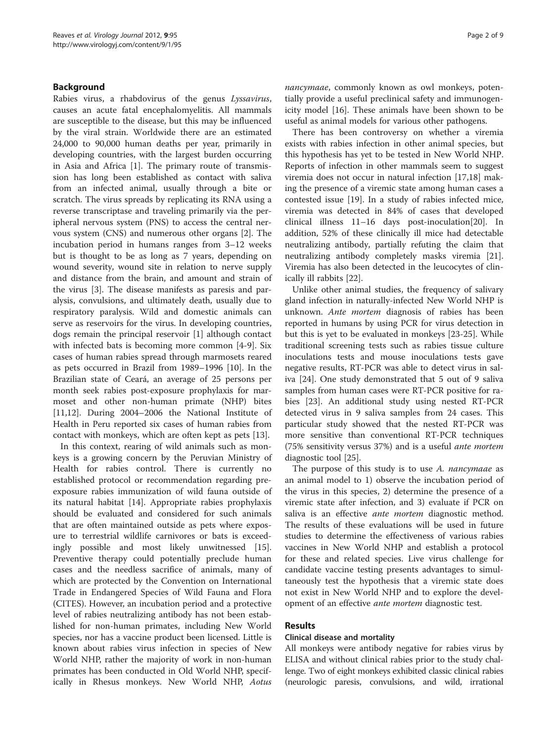## Background

Rabies virus, a rhabdovirus of the genus *Lyssavirus*, causes an acute fatal encephalomyelitis. All mammals are susceptible to the disease, but this may be influenced by the viral strain. Worldwide there are an estimated 24,000 to 90,000 human deaths per year, primarily in developing countries, with the largest burden occurring in Asia and Africa [1]. The primary route of transmission has long been established as contact with saliva from an infected animal, usually through a bite or scratch. The virus spreads by replicating its RNA using a reverse transcriptase and traveling primarily via the peripheral nervous system (PNS) to access the central nervous system (CNS) and numerous other organs [2]. The incubation period in humans ranges from 3–12 weeks but is thought to be as long as 7 years, depending on wound severity, wound site in relation to nerve supply and distance from the brain, and amount and strain of the virus [3]. The disease manifests as paresis and paralysis, convulsions, and ultimately death, usually due to respiratory paralysis. Wild and domestic animals can serve as reservoirs for the virus. In developing countries, dogs remain the principal reservoir [1] although contact with infected bats is becoming more common [4-9]. Six cases of human rabies spread through marmosets reared as pets occurred in Brazil from 1989–1996 [10]. In the Brazilian state of Ceará, an average of 25 persons per month seek rabies post-exposure prophylaxis for marmoset and other non-human primate (NHP) bites [11,12]. During 2004–2006 the National Institute of Health in Peru reported six cases of human rabies from contact with monkeys, which are often kept as pets [13].

In this context, rearing of wild animals such as monkeys is a growing concern by the Peruvian Ministry of Health for rabies control. There is currently no established protocol or recommendation regarding pre-exposure rabies immunization of wild fauna outside of its natural habitat [14]. Appropriate rabies prophylaxis should be evaluated and considered for such animals that are often maintained outside as pets where exposure to terrestrial wildlife carnivores or bats is exceedingly possible and most likely unwitnessed [15]. Preventive therapy could potentially preclude human cases and the needless sacrifice of animals, many of which are protected by the Convention on International Trade in Endangered Species of Wild Fauna and Flora (CITES). However, an incubation period and a protective level of rabies neutralizing antibody has not been established for non-human primates, including New World species, nor has a vaccine product been licensed. Little is known about rabies virus infection in species of New World NHP, rather the majority of work in non-human primates has been conducted in Old World NHP, specifically in Rhesus monkeys. New World NHP, *Aotus nancymaae*, commonly known as owl monkeys, potentially provide a useful preclinical safety and immunogenicity model [16]. These animals have been shown to be useful as animal models for various other pathogens.

There has been controversy on whether a viremia exists with rabies infection in other animal species, but this hypothesis has yet to be tested in New World NHP. Reports of infection in other mammals seem to suggest viremia does not occur in natural infection [17,18] making the presence of a viremic state among human cases a contested issue [19]. In a study of rabies infected mice, viremia was detected in 84% of cases that developed clinical illness 11–16 days post-inoculation[20]. In addition, 52% of these clinically ill mice had detectable neutralizing antibody, partially refuting the claim that neutralizing antibody completely masks viremia [21]. Viremia has also been detected in the leucocytes of clinically ill rabbits [22].

Unlike other animal studies, the frequency of salivary gland infection in naturally-infected New World NHP is unknown. *Ante mortem* diagnosis of rabies has been reported in humans by using PCR for virus detection in but this is yet to be evaluated in monkeys [23-25]. While traditional screening tests such as rabies tissue culture inoculations tests and mouse inoculations tests gave negative results, RT-PCR was able to detect virus in saliva [24]. One study demonstrated that 5 out of 9 saliva samples from human cases were RT-PCR positive for rabies [23]. An additional study using nested RT-PCR detected virus in 9 saliva samples from 24 cases. This particular study showed that the nested RT-PCR was more sensitive than conventional RT-PCR techniques (75% sensitivity versus 37%) and is a useful *ante mortem* diagnostic tool [25].

The purpose of this study is to use *A. nancymaae* as an animal model to 1) observe the incubation period of the virus in this species, 2) determine the presence of a viremic state after infection, and 3) evaluate if PCR on saliva is an effective *ante mortem* diagnostic method. The results of these evaluations will be used in future studies to determine the effectiveness of various rabies vaccines in New World NHP and establish a protocol for these and related species. Live virus challenge for candidate vaccine testing presents advantages to simultaneously test the hypothesis that a viremic state does not exist in New World NHP and to explore the development of an effective *ante mortem* diagnostic test.

## Results

### Clinical disease and mortality

All monkeys were antibody negative for rabies virus by ELISA and without clinical rabies prior to the study challenge. Two of eight monkeys exhibited classic clinical rabies (neurologic paresis, convulsions, and wild, irrational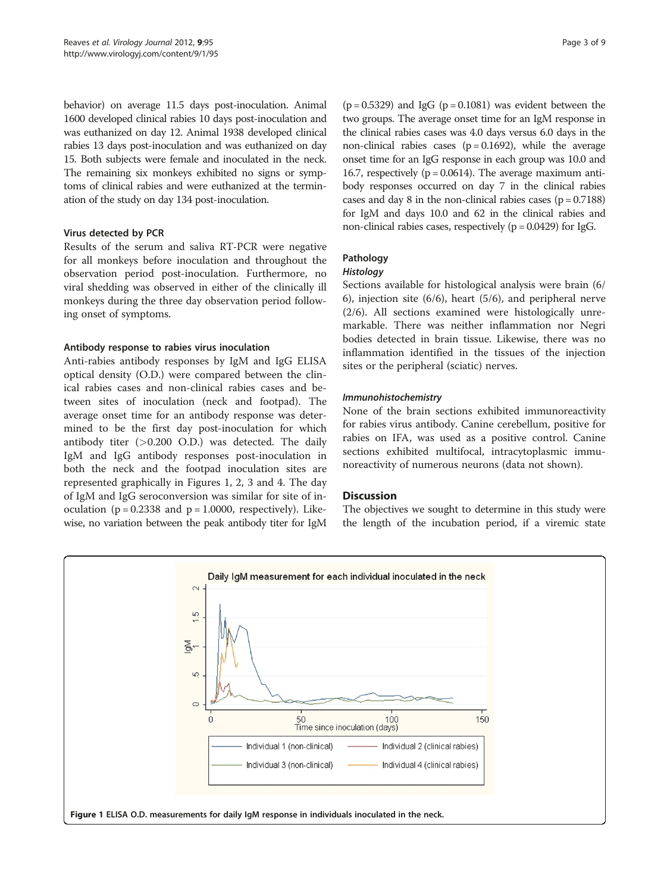behavior) on average 11.5 days post-inoculation. Animal 1600 developed clinical rabies 10 days post-inoculation and was euthanized on day 12. Animal 1938 developed clinical rabies 13 days post-inoculation and was euthanized on day 15. Both subjects were female and inoculated in the neck. The remaining six monkeys exhibited no signs or symptoms of clinical rabies and were euthanized at the termination of the study on day 134 post-inoculation.

### Virus detected by PCR

Results of the serum and saliva RT-PCR were negative for all monkeys before inoculation and throughout the observation period post-inoculation. Furthermore, no viral shedding was observed in either of the clinically ill monkeys during the three day observation period following onset of symptoms.

### Antibody response to rabies virus inoculation

Anti-rabies antibody responses by IgM and IgG ELISA optical density (O.D.) were compared between the clinical rabies cases and non-clinical rabies cases and between sites of inoculation (neck and footpad). The average onset time for an antibody response was determined to be the first day post-inoculation for which antibody titer (>0.200 O.D.) was detected. The daily IgM and IgG antibody responses post-inoculation in both the neck and the footpad inoculation sites are represented graphically in Figures 1, 2, 3 and 4. The day of IgM and IgG seroconversion was similar for site of inoculation ($p = 0.2338$ and $p = 1.0000$, respectively). Likewise, no variation between the peak antibody titer for IgM ($p = 0.5329$) and IgG ($p = 0.1081$) was evident between the two groups. The average onset time for an IgM response in the clinical rabies cases was 4.0 days versus 6.0 days in the non-clinical rabies cases ($p = 0.1692$), while the average onset time for an IgG response in each group was 10.0 and 16.7, respectively ($p = 0.0614$). The average maximum antibody responses occurred on day 7 in the clinical rabies cases and day 8 in the non-clinical rabies cases ($p = 0.7188$) for IgM and days 10.0 and 62 in the clinical rabies and non-clinical rabies cases, respectively ($p = 0.0429$) for IgG.

### Pathology

#### *Histology*

Sections available for histological analysis were brain (6/6), injection site (6/6), heart (5/6), and peripheral nerve (2/6). All sections examined were histologically unremarkable. There was neither inflammation nor Negri bodies detected in brain tissue. Likewise, there was no inflammation identified in the tissues of the injection sites or the peripheral (sciatic) nerves.

#### *Immunohistochemistry*

None of the brain sections exhibited immunoreactivity for rabies virus antibody. Canine cerebellum, positive for rabies on IFA, was used as a positive control. Canine sections exhibited multifocal, intracytoplasmic immunoreactivity of numerous neurons (data not shown).

## Discussion

The objectives we sought to determine in this study were the length of the incubation period, if a viremic state

**Figure 1 ELISA O.D. measurements for daily IgM response in individuals inoculated in the neck.**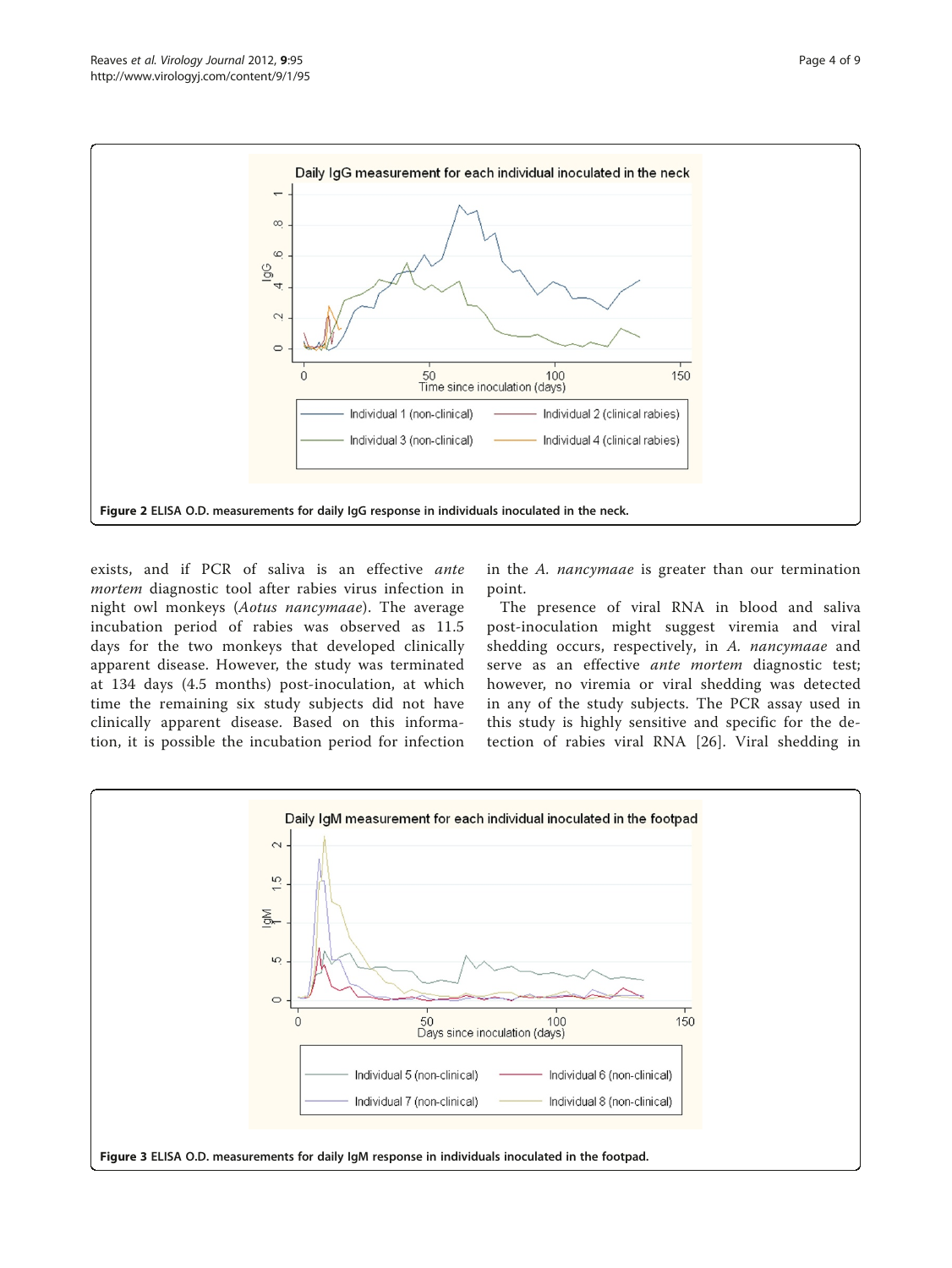Figure 2 ELISA O.D. measurements for daily IgG response in individuals inoculated in the neck.

exists, and if PCR of saliva is an effective *ante mortem* diagnostic tool after rabies virus infection in night owl monkeys (*Aotus nancymaae*). The average incubation period of rabies was observed as 11.5 days for the two monkeys that developed clinically apparent disease. However, the study was terminated at 134 days (4.5 months) post-inoculation, at which time the remaining six study subjects did not have clinically apparent disease. Based on this information, it is possible the incubation period for infection in the *A. nancymaae* is greater than our termination point.

The presence of viral RNA in blood and saliva post-inoculation might suggest viremia and viral shedding occurs, respectively, in *A. nancymaae* and serve as an effective *ante mortem* diagnostic test; however, no viremia or viral shedding was detected in any of the study subjects. The PCR assay used in this study is highly sensitive and specific for the detection of rabies viral RNA [26]. Viral shedding in

Figure 3 ELISA O.D. measurements for daily IgM response in individuals inoculated in the footpad.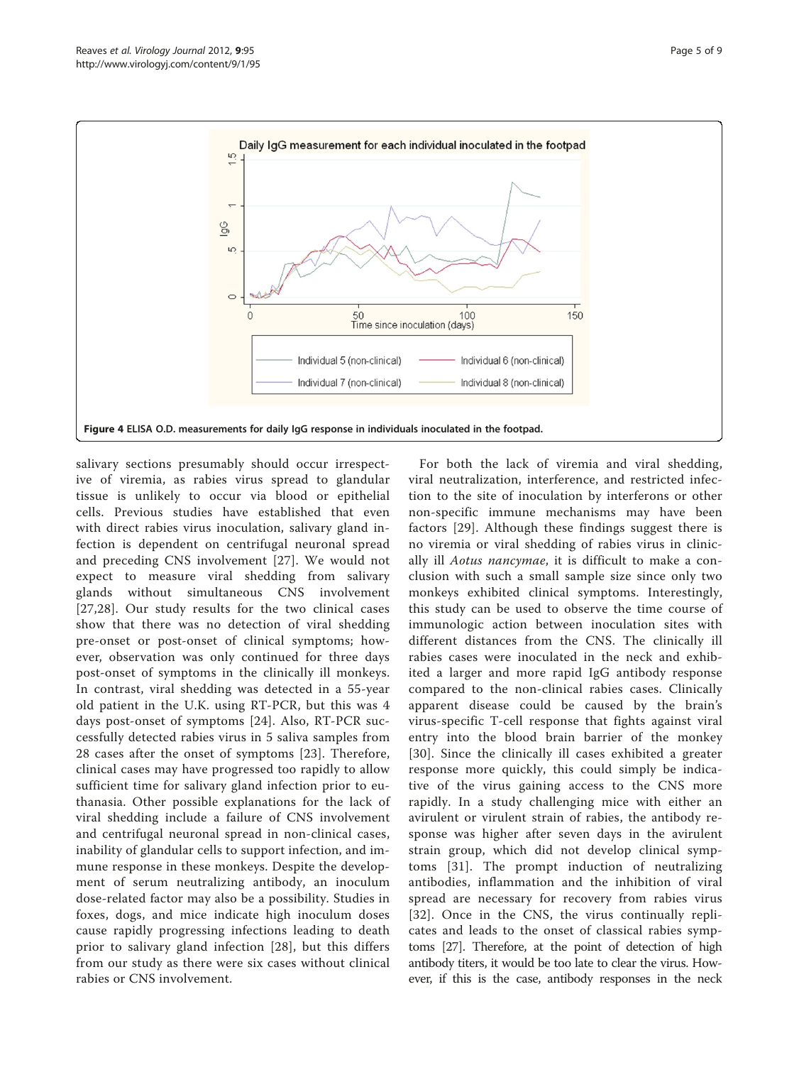**Figure 4 ELISA O.D. measurements for daily IgG response in individuals inoculated in the footpad.**

salivary sections presumably should occur irrespective of viremia, as rabies virus spread to glandular tissue is unlikely to occur via blood or epithelial cells. Previous studies have established that even with direct rabies virus inoculation, salivary gland infection is dependent on centrifugal neuronal spread and preceding CNS involvement [27]. We would not expect to measure viral shedding from salivary glands without simultaneous CNS involvement [27,28]. Our study results for the two clinical cases show that there was no detection of viral shedding pre-onset or post-onset of clinical symptoms; however, observation was only continued for three days post-onset of symptoms in the clinically ill monkeys. In contrast, viral shedding was detected in a 55-year old patient in the U.K. using RT-PCR, but this was 4 days post-onset of symptoms [24]. Also, RT-PCR successfully detected rabies virus in 5 saliva samples from 28 cases after the onset of symptoms [23]. Therefore, clinical cases may have progressed too rapidly to allow sufficient time for salivary gland infection prior to euthanasia. Other possible explanations for the lack of viral shedding include a failure of CNS involvement and centrifugal neuronal spread in non-clinical cases, inability of glandular cells to support infection, and immune response in these monkeys. Despite the development of serum neutralizing antibody, an inoculum dose-related factor may also be a possibility. Studies in foxes, dogs, and mice indicate high inoculum doses cause rapidly progressing infections leading to death prior to salivary gland infection [28], but this differs from our study as there were six cases without clinical rabies or CNS involvement.

For both the lack of viremia and viral shedding, viral neutralization, interference, and restricted infection to the site of inoculation by interferons or other non-specific immune mechanisms may have been factors [29]. Although these findings suggest there is no viremia or viral shedding of rabies virus in clinically ill *Aotus nancymae*, it is difficult to make a conclusion with such a small sample size since only two monkeys exhibited clinical symptoms. Interestingly, this study can be used to observe the time course of immunologic action between inoculation sites with different distances from the CNS. The clinically ill rabies cases were inoculated in the neck and exhibited a larger and more rapid IgG antibody response compared to the non-clinical rabies cases. Clinically apparent disease could be caused by the brain's virus-specific T-cell response that fights against viral entry into the blood brain barrier of the monkey [30]. Since the clinically ill cases exhibited a greater response more quickly, this could simply be indicative of the virus gaining access to the CNS more rapidly. In a study challenging mice with either an avirulent or virulent strain of rabies, the antibody response was higher after seven days in the avirulent strain group, which did not develop clinical symptoms [31]. The prompt induction of neutralizing antibodies, inflammation and the inhibition of viral spread are necessary for recovery from rabies virus [32]. Once in the CNS, the virus continually replicates and leads to the onset of classical rabies symptoms [27]. Therefore, at the point of detection of high antibody titers, it would be too late to clear the virus. However, if this is the case, antibody responses in the neck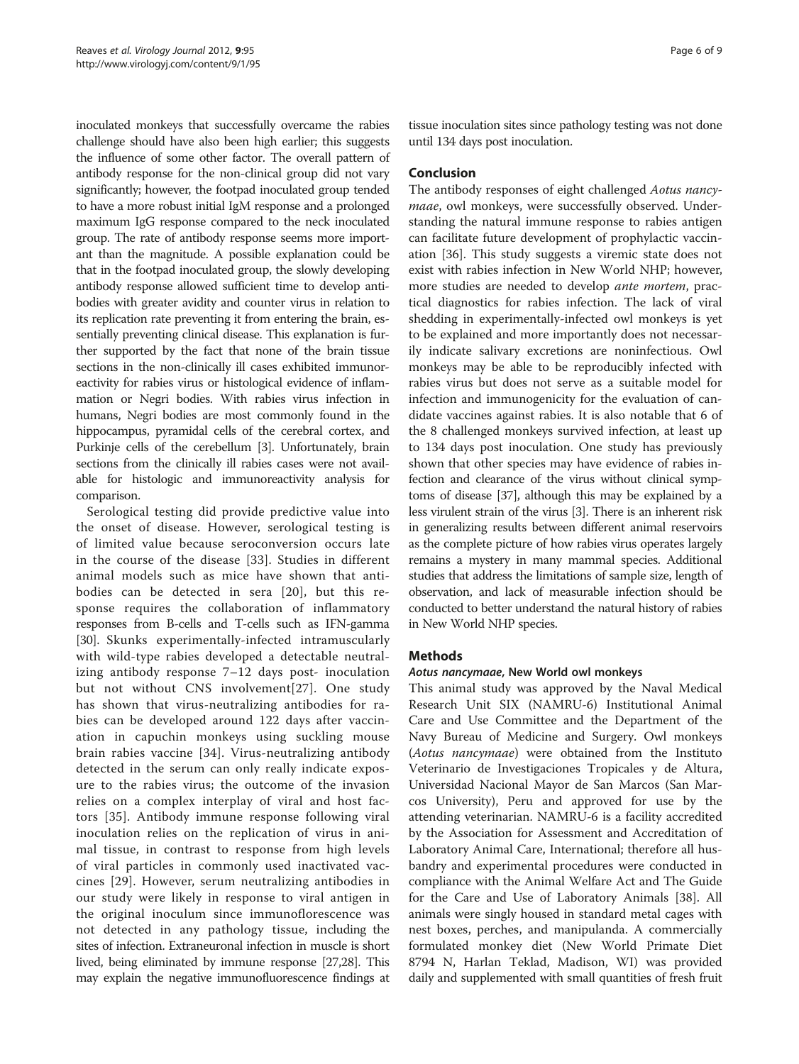inoculated monkeys that successfully overcame the rabies challenge should have also been high earlier; this suggests the influence of some other factor. The overall pattern of antibody response for the non-clinical group did not vary significantly; however, the footpad inoculated group tended to have a more robust initial IgM response and a prolonged maximum IgG response compared to the neck inoculated group. The rate of antibody response seems more important than the magnitude. A possible explanation could be that in the footpad inoculated group, the slowly developing antibody response allowed sufficient time to develop antibodies with greater avidity and counter virus in relation to its replication rate preventing it from entering the brain, essentially preventing clinical disease. This explanation is further supported by the fact that none of the brain tissue sections in the non-clinically ill cases exhibited immunoreactivity for rabies virus or histological evidence of inflammation or Negri bodies. With rabies virus infection in humans, Negri bodies are most commonly found in the hippocampus, pyramidal cells of the cerebral cortex, and Purkinje cells of the cerebellum [3]. Unfortunately, brain sections from the clinically ill rabies cases were not available for histologic and immunoreactivity analysis for comparison.

Serological testing did provide predictive value into the onset of disease. However, serological testing is of limited value because seroconversion occurs late in the course of the disease [33]. Studies in different animal models such as mice have shown that antibodies can be detected in sera [20], but this response requires the collaboration of inflammatory responses from B-cells and T-cells such as IFN-gamma [30]. Skunks experimentally-infected intramuscularly with wild-type rabies developed a detectable neutralizing antibody response 7–12 days post- inoculation but not without CNS involvement[27]. One study has shown that virus-neutralizing antibodies for rabies can be developed around 122 days after vaccination in capuchin monkeys using suckling mouse brain rabies vaccine [34]. Virus-neutralizing antibody detected in the serum can only really indicate exposure to the rabies virus; the outcome of the invasion relies on a complex interplay of viral and host factors [35]. Antibody immune response following viral inoculation relies on the replication of virus in animal tissue, in contrast to response from high levels of viral particles in commonly used inactivated vaccines [29]. However, serum neutralizing antibodies in our study were likely in response to viral antigen in the original inoculum since immunoflorescence was not detected in any pathology tissue, including the sites of infection. Extraneuronal infection in muscle is short lived, being eliminated by immune response [27,28]. This may explain the negative immunofluorescence findings at tissue inoculation sites since pathology testing was not done until 134 days post inoculation.

## Conclusion

The antibody responses of eight challenged *Aotus nancymaae*, owl monkeys, were successfully observed. Understanding the natural immune response to rabies antigen can facilitate future development of prophylactic vaccination [36]. This study suggests a viremic state does not exist with rabies infection in New World NHP; however, more studies are needed to develop *ante mortem*, practical diagnostics for rabies infection. The lack of viral shedding in experimentally-infected owl monkeys is yet to be explained and more importantly does not necessarily indicate salivary excretions are noninfectious. Owl monkeys may be able to be reproducibly infected with rabies virus but does not serve as a suitable model for infection and immunogenicity for the evaluation of candidate vaccines against rabies. It is also notable that 6 of the 8 challenged monkeys survived infection, at least up to 134 days post inoculation. One study has previously shown that other species may have evidence of rabies infection and clearance of the virus without clinical symptoms of disease [37], although this may be explained by a less virulent strain of the virus [3]. There is an inherent risk in generalizing results between different animal reservoirs as the complete picture of how rabies virus operates largely remains a mystery in many mammal species. Additional studies that address the limitations of sample size, length of observation, and lack of measurable infection should be conducted to better understand the natural history of rabies in New World NHP species.

## Methods

### *Aotus nancymaae*, New World owl monkeys

This animal study was approved by the Naval Medical Research Unit SIX (NAMRU-6) Institutional Animal Care and Use Committee and the Department of the Navy Bureau of Medicine and Surgery. Owl monkeys (*Aotus nancymaae*) were obtained from the Instituto Veterinario de Investigaciones Tropicales y de Altura, Universidad Nacional Mayor de San Marcos (San Marcos University), Peru and approved for use by the attending veterinarian. NAMRU-6 is a facility accredited by the Association for Assessment and Accreditation of Laboratory Animal Care, International; therefore all husbandry and experimental procedures were conducted in compliance with the Animal Welfare Act and The Guide for the Care and Use of Laboratory Animals [38]. All animals were singly housed in standard metal cages with nest boxes, perches, and manipulanda. A commercially formulated monkey diet (New World Primate Diet 8794 N, Harlan Teklad, Madison, WI) was provided daily and supplemented with small quantities of fresh fruit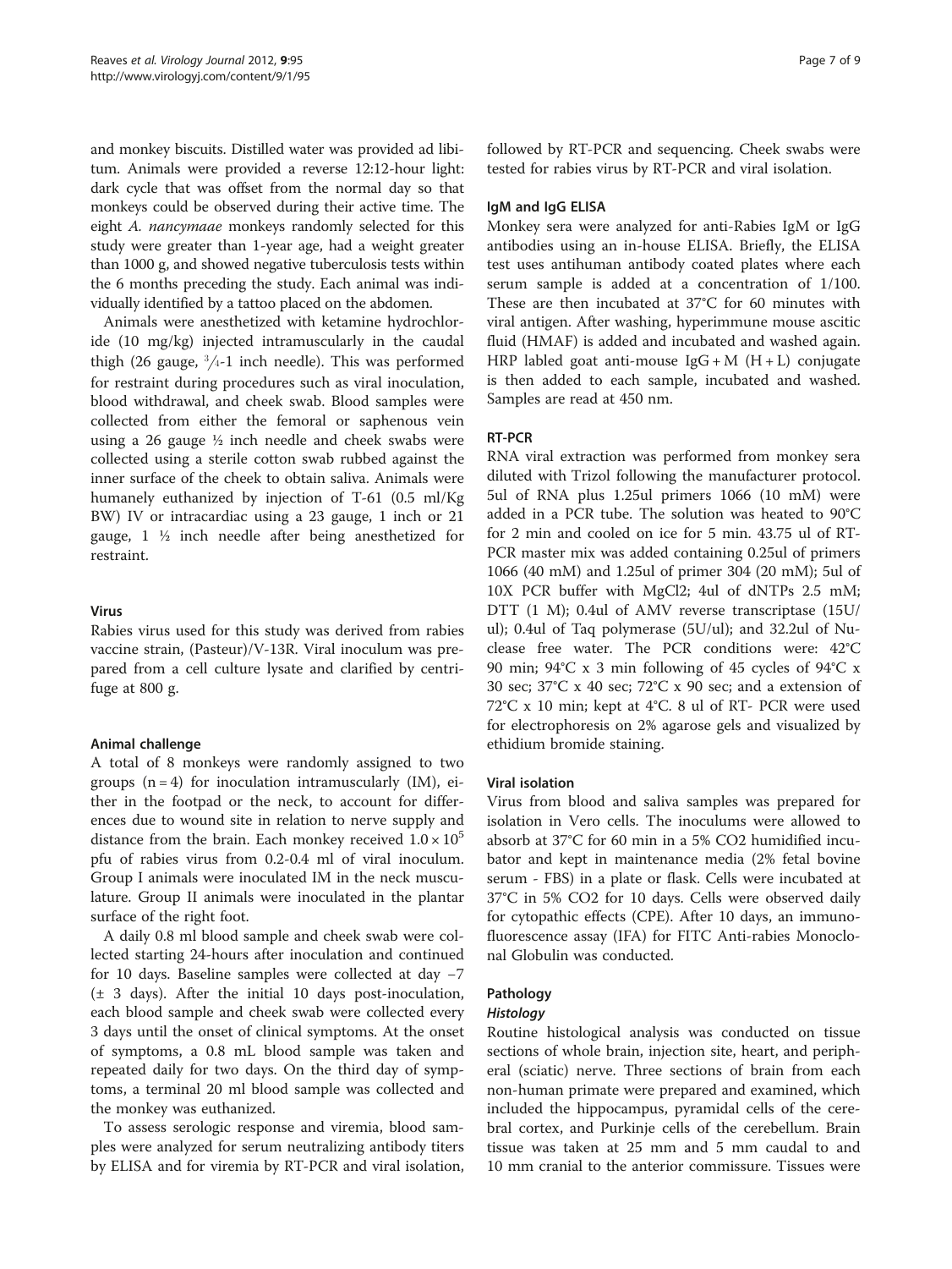and monkey biscuits. Distilled water was provided ad libitum. Animals were provided a reverse 12:12-hour light: dark cycle that was offset from the normal day so that monkeys could be observed during their active time. The eight *A. nancymaae* monkeys randomly selected for this study were greater than 1-year age, had a weight greater than 1000 g, and showed negative tuberculosis tests within the 6 months preceding the study. Each animal was individually identified by a tattoo placed on the abdomen.

Animals were anesthetized with ketamine hydrochloride (10 mg/kg) injected intramuscularly in the caudal thigh (26 gauge, $^3/_4$-1 inch needle). This was performed for restraint during procedures such as viral inoculation, blood withdrawal, and cheek swab. Blood samples were collected from either the femoral or saphenous vein using a 26 gauge ½ inch needle and cheek swabs were collected using a sterile cotton swab rubbed against the inner surface of the cheek to obtain saliva. Animals were humanely euthanized by injection of T-61 (0.5 ml/Kg BW) IV or intracardiac using a 23 gauge, 1 inch or 21 gauge, 1 ½ inch needle after being anesthetized for restraint.

### Virus

Rabies virus used for this study was derived from rabies vaccine strain, (Pasteur)/V-13R. Viral inoculum was prepared from a cell culture lysate and clarified by centrifuge at 800 g.

### Animal challenge

A total of 8 monkeys were randomly assigned to two groups (n = 4) for inoculation intramuscularly (IM), either in the footpad or the neck, to account for differences due to wound site in relation to nerve supply and distance from the brain. Each monkey received $1.0 \times 10^5$ pfu of rabies virus from 0.2-0.4 ml of viral inoculum. Group I animals were inoculated IM in the neck musculature. Group II animals were inoculated in the plantar surface of the right foot.

A daily 0.8 ml blood sample and cheek swab were collected starting 24-hours after inoculation and continued for 10 days. Baseline samples were collected at day −7 (± 3 days). After the initial 10 days post-inoculation, each blood sample and cheek swab were collected every 3 days until the onset of clinical symptoms. At the onset of symptoms, a 0.8 mL blood sample was taken and repeated daily for two days. On the third day of symptoms, a terminal 20 ml blood sample was collected and the monkey was euthanized.

To assess serologic response and viremia, blood samples were analyzed for serum neutralizing antibody titers by ELISA and for viremia by RT-PCR and viral isolation, followed by RT-PCR and sequencing. Cheek swabs were tested for rabies virus by RT-PCR and viral isolation.

### IgM and IgG ELISA

Monkey sera were analyzed for anti-Rabies IgM or IgG antibodies using an in-house ELISA. Briefly, the ELISA test uses antihuman antibody coated plates where each serum sample is added at a concentration of 1/100. These are then incubated at 37°C for 60 minutes with viral antigen. After washing, hyperimmune mouse ascitic fluid (HMAF) is added and incubated and washed again. HRP labled goat anti-mouse IgG + M (H + L) conjugate is then added to each sample, incubated and washed. Samples are read at 450 nm.

### RT-PCR

RNA viral extraction was performed from monkey sera diluted with Trizol following the manufacturer protocol. 5ul of RNA plus 1.25ul primers 1066 (10 mM) were added in a PCR tube. The solution was heated to 90°C for 2 min and cooled on ice for 5 min. 43.75 ul of RT-PCR master mix was added containing 0.25ul of primers 1066 (40 mM) and 1.25ul of primer 304 (20 mM); 5ul of 10X PCR buffer with $MgCl_2$; 4ul of dNTPs 2.5 mM; DTT (1 M); 0.4ul of AMV reverse transcriptase (15U/ul); 0.4ul of Taq polymerase (5U/ul); and 32.2ul of Nuclease free water. The PCR conditions were: 42°C 90 min; 94°C x 3 min following of 45 cycles of 94°C x 30 sec; 37°C x 40 sec; 72°C x 90 sec; and a extension of 72°C x 10 min; kept at 4°C. 8 ul of RT- PCR were used for electrophoresis on 2% agarose gels and visualized by ethidium bromide staining.

### Viral isolation

Virus from blood and saliva samples was prepared for isolation in Vero cells. The inoculums were allowed to absorb at 37°C for 60 min in a 5% $CO_2$ humidified incubator and kept in maintenance media (2% fetal bovine serum - FBS) in a plate or flask. Cells were incubated at 37°C in 5% $CO_2$ for 10 days. Cells were observed daily for cytopathic effects (CPE). After 10 days, an immunofluorescence assay (IFA) for FITC Anti-rabies Monoclonal Globulin was conducted.

### Pathology

#### *Histology*

Routine histological analysis was conducted on tissue sections of whole brain, injection site, heart, and peripheral (sciatic) nerve. Three sections of brain from each non-human primate were prepared and examined, which included the hippocampus, pyramidal cells of the cerebral cortex, and Purkinje cells of the cerebellum. Brain tissue was taken at 25 mm and 5 mm caudal to and 10 mm cranial to the anterior commissure. Tissues were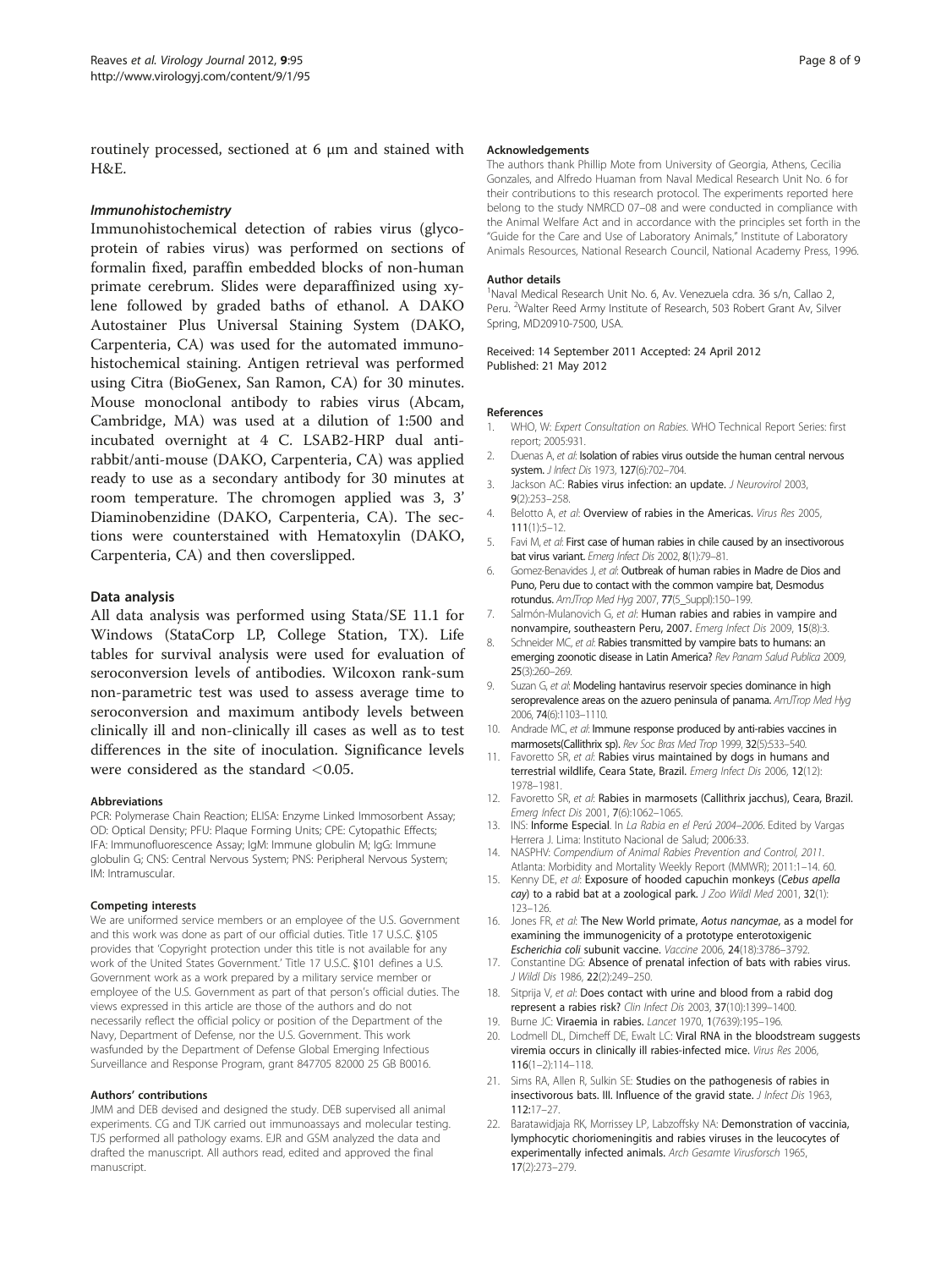routinely processed, sectioned at 6 μm and stained with H&E.

#### *Immunohistochemistry*

Immunohistochemical detection of rabies virus (glycoprotein of rabies virus) was performed on sections of formalin fixed, paraffin embedded blocks of non-human primate cerebrum. Slides were deparaffinized using xylene followed by graded baths of ethanol. A DAKO Autostainer Plus Universal Staining System (DAKO, Carpenteria, CA) was used for the automated immunohistochemical staining. Antigen retrieval was performed using Citra (BioGenex, San Ramon, CA) for 30 minutes. Mouse monoclonal antibody to rabies virus (Abcam, Cambridge, MA) was used at a dilution of 1:500 and incubated overnight at 4 C. LSAB2-HRP dual anti-rabbit/anti-mouse (DAKO, Carpenteria, CA) was applied ready to use as a secondary antibody for 30 minutes at room temperature. The chromogen applied was 3, 3' Diaminobenzidine (DAKO, Carpenteria, CA). The sections were counterstained with Hematoxylin (DAKO, Carpenteria, CA) and then coverslipped.

### Data analysis

All data analysis was performed using Stata/SE 11.1 for Windows (StataCorp LP, College Station, TX). Life tables for survival analysis were used for evaluation of seroconversion levels of antibodies. Wilcoxon rank-sum non-parametric test was used to assess average time to seroconversion and maximum antibody levels between clinically ill and non-clinically ill cases as well as to test differences in the site of inoculation. Significance levels were considered as the standard $<0.05$.

#### Abbreviations

PCR: Polymerase Chain Reaction; ELISA: Enzyme Linked Immosorbent Assay; OD: Optical Density; PFU: Plaque Forming Units; CPE: Cytopathic Effects; IFA: Immunofluorescence Assay; IgM: Immune globulin M; IgG: Immune globulin G; CNS: Central Nervous System; PNS: Peripheral Nervous System; IM: Intramuscular.

#### Competing interests

We are uniformed service members or an employee of the U.S. Government and this work was done as part of our official duties. Title 17 U.S.C. §105 provides that 'Copyright protection under this title is not available for any work of the United States Government.' Title 17 U.S.C. §101 defines a U.S. Government work as a work prepared by a military service member or employee of the U.S. Government as part of that person's official duties. The views expressed in this article are those of the authors and do not necessarily reflect the official policy or position of the Department of the Navy, Department of Defense, nor the U.S. Government. This work wasfunded by the Department of Defense Global Emerging Infectious Surveillance and Response Program, grant 847705 82000 25 GB B0016.

#### Authors' contributions

JMM and DEB devised and designed the study. DEB supervised all animal experiments. CG and TJK carried out immunoassays and molecular testing. TJS performed all pathology exams. EJR and GSM analyzed the data and drafted the manuscript. All authors read, edited and approved the final manuscript.

#### Acknowledgements

The authors thank Phillip Mote from University of Georgia, Athens, Cecilia Gonzales, and Alfredo Huaman from Naval Medical Research Unit No. 6 for their contributions to this research protocol. The experiments reported here belong to the study NMRCD 07–08 and were conducted in compliance with the Animal Welfare Act and in accordance with the principles set forth in the "Guide for the Care and Use of Laboratory Animals," Institute of Laboratory Animals Resources, National Research Council, National Academy Press, 1996.

#### Author details

[1]Naval Medical Research Unit No. 6, Av. Venezuela cdra. 36 s/n, Callao 2, Peru. [2]Walter Reed Army Institute of Research, 503 Robert Grant Av, Silver Spring, MD20910-7500, USA.

Received: 14 September 2011 Accepted: 24 April 2012
Published: 21 May 2012

#### References

1. WHO, W: *Expert Consultation on Rabies*. WHO Technical Report Series: first report; 2005:931.
2. Duenas A, *et al*: **Isolation of rabies virus outside the human central nervous system.** *J Infect Dis* 1973, **127**(6):702–704.
3. Jackson AC: **Rabies virus infection: an update.** *J Neurovirol* 2003, **9**(2):253–258.
4. Belotto A, *et al*: **Overview of rabies in the Americas.** *Virus Res* 2005, **111**(1):5–12.
5. Favi M, *et al*: **First case of human rabies in chile caused by an insectivorous bat virus variant.** *Emerg Infect Dis* 2002, **8**(1):79–81.
6. Gomez-Benavides J, *et al*: **Outbreak of human rabies in Madre de Dios and Puno, Peru due to contact with the common vampire bat, Desmodus rotundus.** *AmJTrop Med Hyg* 2007, **77**(5_Suppl):150–199.
7. Salmón-Mulanovich G, *et al*: **Human rabies and rabies in vampire and nonvampire, southeastern Peru, 2007.** *Emerg Infect Dis* 2009, **15**(8):3.
8. Schneider MC, *et al*: **Rabies transmitted by vampire bats to humans: an emerging zoonotic disease in Latin America?** *Rev Panam Salud Publica* 2009, **25**(3):260–269.
9. Suzan G, *et al*: **Modeling hantavirus reservoir species dominance in high seroprevalence areas on the azuero peninsula of panama.** *AmJTrop Med Hyg* 2006, **74**(6):1103–1110.
10. Andrade MC, *et al*: **Immune response produced by anti-rabies vaccines in marmosets(Callithrix sp).** *Rev Soc Bras Med Trop* 1999, **32**(5):533–540.
11. Favoretto SR, *et al*: **Rabies virus maintained by dogs in humans and terrestrial wildlife, Ceara State, Brazil.** *Emerg Infect Dis* 2006, **12**(12): 1978–1981.
12. Favoretto SR, *et al*: **Rabies in marmosets (Callithrix jacchus), Ceara, Brazil.** *Emerg Infect Dis* 2001, **7**(6):1062–1065.
13. INS: **Informe Especial**. In *La Rabia en el Perú 2004–2006*. Edited by Vargas Herrera J. Lima: Instituto Nacional de Salud; 2006:33.
14. NASPHV: *Compendium of Animal Rabies Prevention and Control, 2011*. Atlanta: Morbidity and Mortality Weekly Report (MMWR); 2011:1–14. 60.
15. Kenny DE, *et al*: **Exposure of hooded capuchin monkeys (*Cebus apella cay*) to a rabid bat at a zoological park.** *J Zoo Wildl Med* 2001, **32**(1): 123–126.
16. Jones FR, *et al*: **The New World primate, *Aotus nancymae*, as a model for examining the immunogenicity of a prototype enterotoxigenic *Escherichia coli* subunit vaccine.** *Vaccine* 2006, **24**(18):3786–3792.
17. Constantine DG: **Absence of prenatal infection of bats with rabies virus.** *J Wildl Dis* 1986, **22**(2):249–250.
18. Sitprija V, *et al*: **Does contact with urine and blood from a rabid dog represent a rabies risk?** *Clin Infect Dis* 2003, **37**(10):1399–1400.
19. Burne JC: **Viraemia in rabies.** *Lancet* 1970, **1**(7639):195–196.
20. Lodmell DL, Dimcheff DE, Ewalt LC: **Viral RNA in the bloodstream suggests viremia occurs in clinically ill rabies-infected mice.** *Virus Res* 2006, **116**(1–2):114–118.
21. Sims RA, Allen R, Sulkin SE: **Studies on the pathogenesis of rabies in insectivorous bats. III. Influence of the gravid state.** *J Infect Dis* 1963, **112**:17–27.
22. Baratawidjaja RK, Morrissey LP, Labzoffsky NA: **Demonstration of vaccinia, lymphocytic choriomeningitis and rabies viruses in the leucocytes of experimentally infected animals.** *Arch Gesamte Virusforsch* 1965, **17**(2):273–279.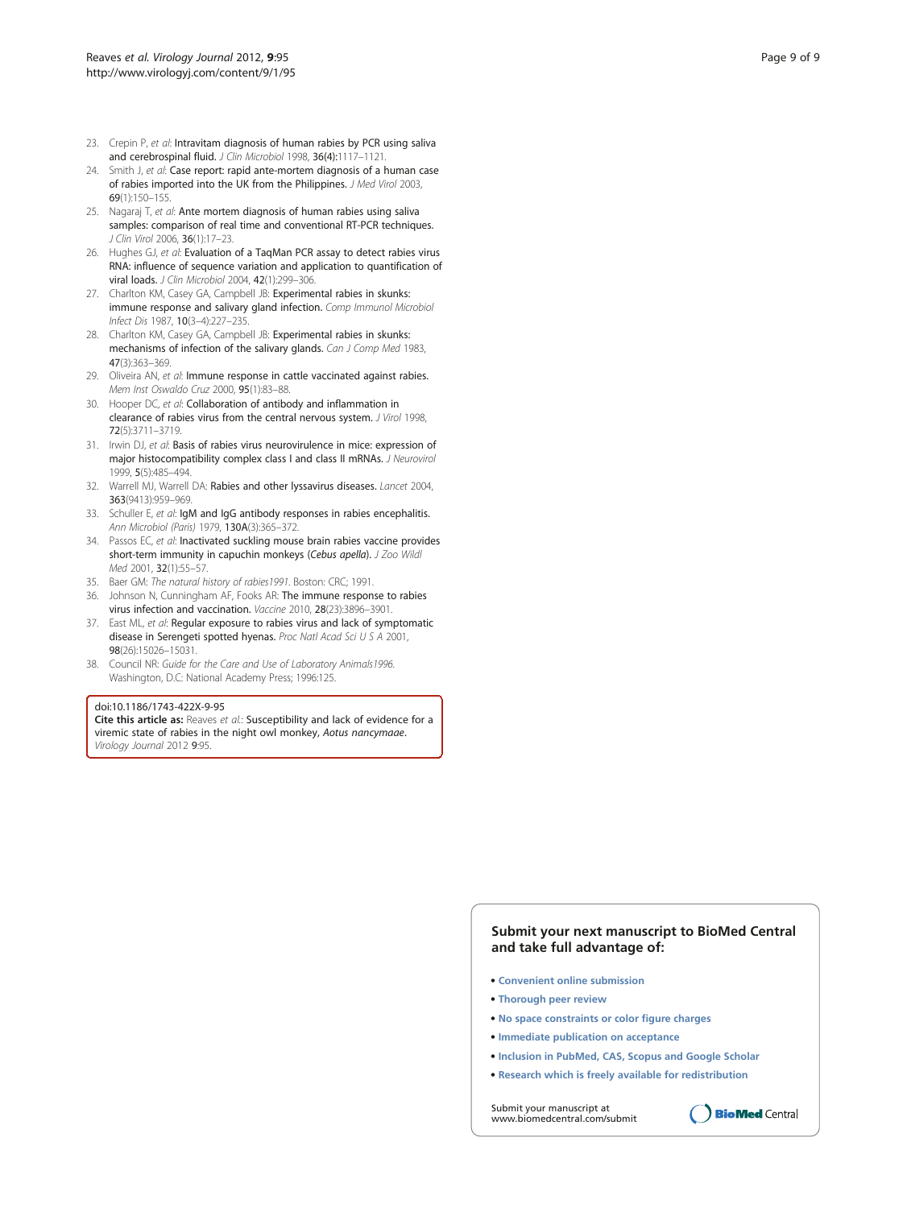23. Crepin P, *et al*: **Intravitam diagnosis of human rabies by PCR using saliva and cerebrospinal fluid.** *J Clin Microbiol* 1998, **36**(4):1117–1121.
24. Smith J, *et al*: **Case report: rapid ante-mortem diagnosis of a human case of rabies imported into the UK from the Philippines.** *J Med Virol* 2003, **69**(1):150–155.
25. Nagaraj T, *et al*: **Ante mortem diagnosis of human rabies using saliva samples: comparison of real time and conventional RT-PCR techniques.** *J Clin Virol* 2006, **36**(1):17–23.
26. Hughes GJ, *et al*: **Evaluation of a TaqMan PCR assay to detect rabies virus RNA: influence of sequence variation and application to quantification of viral loads.** *J Clin Microbiol* 2004, **42**(1):299–306.
27. Charlton KM, Casey GA, Campbell JB: **Experimental rabies in skunks: immune response and salivary gland infection.** *Comp Immunol Microbiol Infect Dis* 1987, **10**(3–4):227–235.
28. Charlton KM, Casey GA, Campbell JB: **Experimental rabies in skunks: mechanisms of infection of the salivary glands.** *Can J Comp Med* 1983, **47**(3):363–369.
29. Oliveira AN, *et al*: **Immune response in cattle vaccinated against rabies.** *Mem Inst Oswaldo Cruz* 2000, **95**(1):83–88.
30. Hooper DC, *et al*: **Collaboration of antibody and inflammation in clearance of rabies virus from the central nervous system.** *J Virol* 1998, **72**(5):3711–3719.
31. Irwin DJ, *et al*: **Basis of rabies virus neurovirulence in mice: expression of major histocompatibility complex class I and class II mRNAs.** *J Neurovirol* 1999, **5**(5):485–494.
32. Warrell MJ, Warrell DA: **Rabies and other lyssavirus diseases.** *Lancet* 2004, **363**(9413):959–969.
33. Schuller E, *et al*: **IgM and IgG antibody responses in rabies encephalitis.** *Ann Microbiol (Paris)* 1979, **130A**(3):365–372.
34. Passos EC, *et al*: **Inactivated suckling mouse brain rabies vaccine provides short-term immunity in capuchin monkeys (*Cebus apella*).** *J Zoo Wildl Med* 2001, **32**(1):55–57.
35. Baer GM: *The natural history of rabies1991*. Boston: CRC; 1991.
36. Johnson N, Cunningham AF, Fooks AR: **The immune response to rabies virus infection and vaccination.** *Vaccine* 2010, **28**(23):3896–3901.
37. East ML, *et al*: **Regular exposure to rabies virus and lack of symptomatic disease in Serengeti spotted hyenas.** *Proc Natl Acad Sci U S A* 2001, **98**(26):15026–15031.
38. Council NR: *Guide for the Care and Use of Laboratory Animals1996*. Washington, D.C: National Academy Press; 1996:125.

doi:10.1186/1743-422X-9-95
**Cite this article as:** Reaves *et al*.: Susceptibility and lack of evidence for a viremic state of rabies in the night owl monkey, *Aotus nancymaae*. *Virology Journal* 2012 **9**:95.

**Submit your next manuscript to BioMed Central and take full advantage of:**

- **Convenient online submission**
- **Thorough peer review**
- **No space constraints or color figure charges**
- **Immediate publication on acceptance**
- **Inclusion in PubMed, CAS, Scopus and Google Scholar**
- **Research which is freely available for redistribution**

Submit your manuscript at www.biomedcentral.com/submit